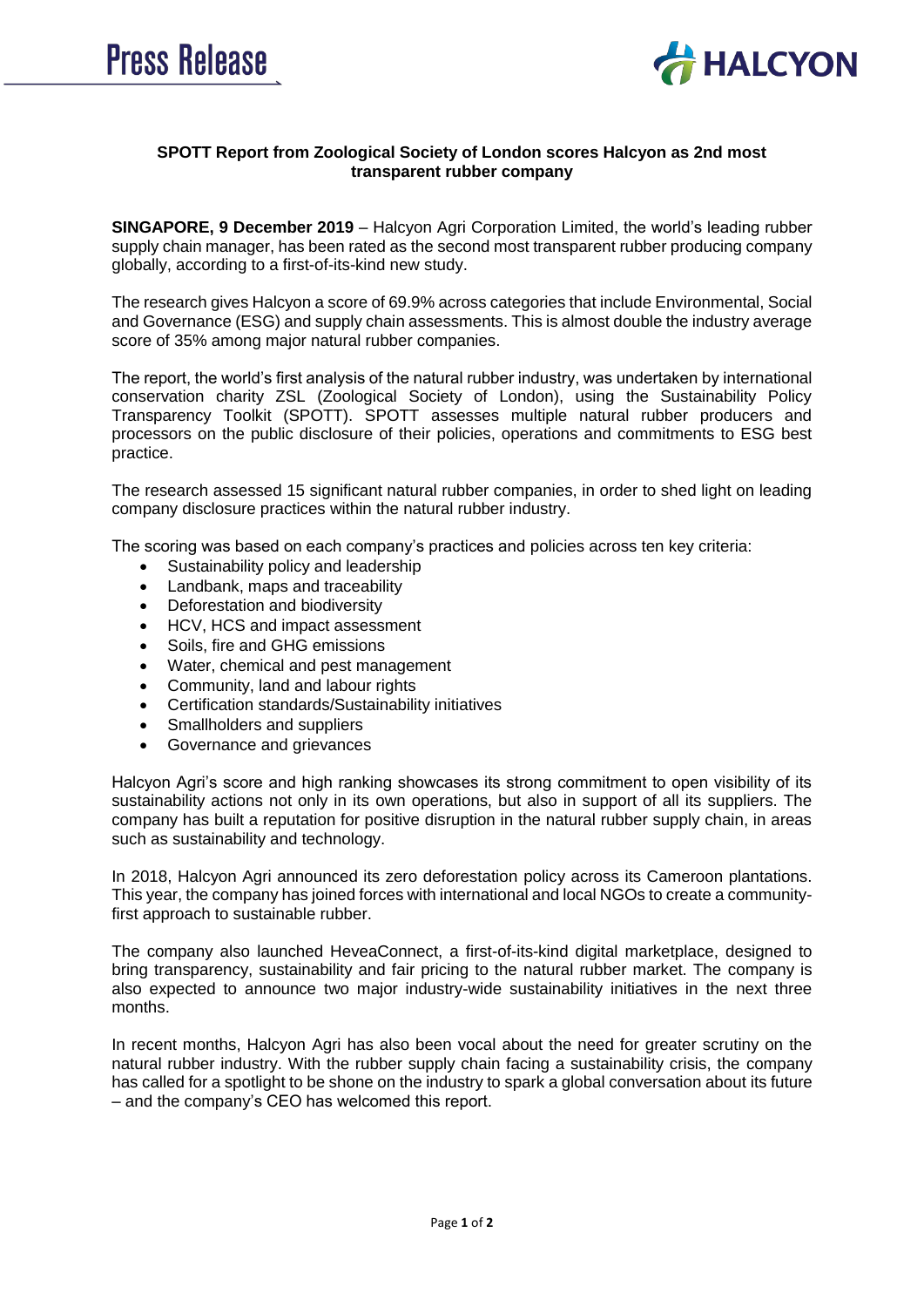Press Release

HALCYON

**SPOTT Report from Zoological Society of London scores Halcyon as 2nd most transparent rubber company**

**SINGAPORE, 9 December 2019** – Halcyon Agri Corporation Limited, the world's leading rubber supply chain manager, has been rated as the second most transparent rubber producing company globally, according to a first-of-its-kind new study.

The research gives Halcyon a score of 69.9% across categories that include Environmental, Social and Governance (ESG) and supply chain assessments. This is almost double the industry average score of 35% among major natural rubber companies.

The report, the world's first analysis of the natural rubber industry, was undertaken by international conservation charity ZSL (Zoological Society of London), using the Sustainability Policy Transparency Toolkit (SPOTT). SPOTT assesses multiple natural rubber producers and processors on the public disclosure of their policies, operations and commitments to ESG best practice.

The research assessed 15 significant natural rubber companies, in order to shed light on leading company disclosure practices within the natural rubber industry.

The scoring was based on each company's practices and policies across ten key criteria:

- Sustainability policy and leadership
- Landbank, maps and traceability
- Deforestation and biodiversity
- HCV, HCS and impact assessment
- Soils, fire and GHG emissions
- Water, chemical and pest management
- Community, land and labour rights
- Certification standards/Sustainability initiatives
- Smallholders and suppliers
- Governance and grievances

Halcyon Agri's score and high ranking showcases its strong commitment to open visibility of its sustainability actions not only in its own operations, but also in support of all its suppliers. The company has built a reputation for positive disruption in the natural rubber supply chain, in areas such as sustainability and technology.

In 2018, Halcyon Agri announced its zero deforestation policy across its Cameroon plantations. This year, the company has joined forces with international and local NGOs to create a community-first approach to sustainable rubber.

The company also launched HeveaConnect, a first-of-its-kind digital marketplace, designed to bring transparency, sustainability and fair pricing to the natural rubber market. The company is also expected to announce two major industry-wide sustainability initiatives in the next three months.

In recent months, Halcyon Agri has also been vocal about the need for greater scrutiny on the natural rubber industry. With the rubber supply chain facing a sustainability crisis, the company has called for a spotlight to be shone on the industry to spark a global conversation about its future – and the company's CEO has welcomed this report.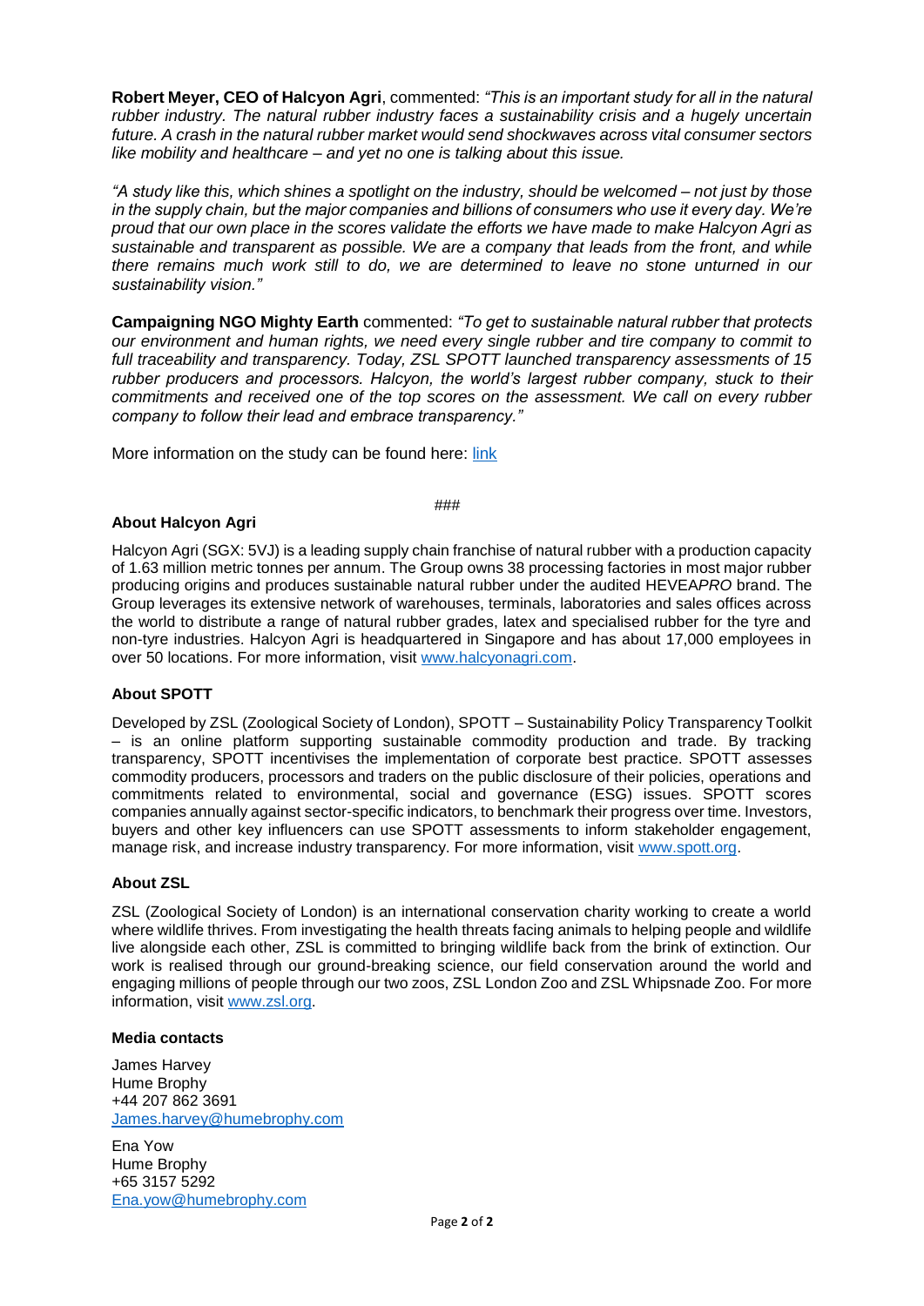**Robert Meyer, CEO of Halcyon Agri**, commented: *"This is an important study for all in the natural rubber industry. The natural rubber industry faces a sustainability crisis and a hugely uncertain future. A crash in the natural rubber market would send shockwaves across vital consumer sectors like mobility and healthcare – and yet no one is talking about this issue.*

*"A study like this, which shines a spotlight on the industry, should be welcomed – not just by those in the supply chain, but the major companies and billions of consumers who use it every day. We're proud that our own place in the scores validate the efforts we have made to make Halcyon Agri as sustainable and transparent as possible. We are a company that leads from the front, and while there remains much work still to do, we are determined to leave no stone unturned in our sustainability vision."*

**Campaigning NGO Mighty Earth** commented: *"To get to sustainable natural rubber that protects our environment and human rights, we need every single rubber and tire company to commit to full traceability and transparency. Today, ZSL SPOTT launched transparency assessments of 15 rubber producers and processors. Halcyon, the world's largest rubber company, stuck to their commitments and received one of the top scores on the assessment. We call on every rubber company to follow their lead and embrace transparency."*

More information on the study can be found here: link

###

**About Halcyon Agri**

Halcyon Agri (SGX: 5VJ) is a leading supply chain franchise of natural rubber with a production capacity of 1.63 million metric tonnes per annum. The Group owns 38 processing factories in most major rubber producing origins and produces sustainable natural rubber under the audited HEVEA*PRO* brand. The Group leverages its extensive network of warehouses, terminals, laboratories and sales offices across the world to distribute a range of natural rubber grades, latex and specialised rubber for the tyre and non-tyre industries. Halcyon Agri is headquartered in Singapore and has about 17,000 employees in over 50 locations. For more information, visit www.halcyonagri.com.

**About SPOTT**

Developed by ZSL (Zoological Society of London), SPOTT – Sustainability Policy Transparency Toolkit – is an online platform supporting sustainable commodity production and trade. By tracking transparency, SPOTT incentivises the implementation of corporate best practice. SPOTT assesses commodity producers, processors and traders on the public disclosure of their policies, operations and commitments related to environmental, social and governance (ESG) issues. SPOTT scores companies annually against sector-specific indicators, to benchmark their progress over time. Investors, buyers and other key influencers can use SPOTT assessments to inform stakeholder engagement, manage risk, and increase industry transparency. For more information, visit www.spott.org.

**About ZSL**

ZSL (Zoological Society of London) is an international conservation charity working to create a world where wildlife thrives. From investigating the health threats facing animals to helping people and wildlife live alongside each other, ZSL is committed to bringing wildlife back from the brink of extinction. Our work is realised through our ground-breaking science, our field conservation around the world and engaging millions of people through our two zoos, ZSL London Zoo and ZSL Whipsnade Zoo. For more information, visit www.zsl.org.

**Media contacts**

James Harvey
Hume Brophy
+44 207 862 3691
James.harvey@humebrophy.com

Ena Yow
Hume Brophy
+65 3157 5292
Ena.yow@humebrophy.com